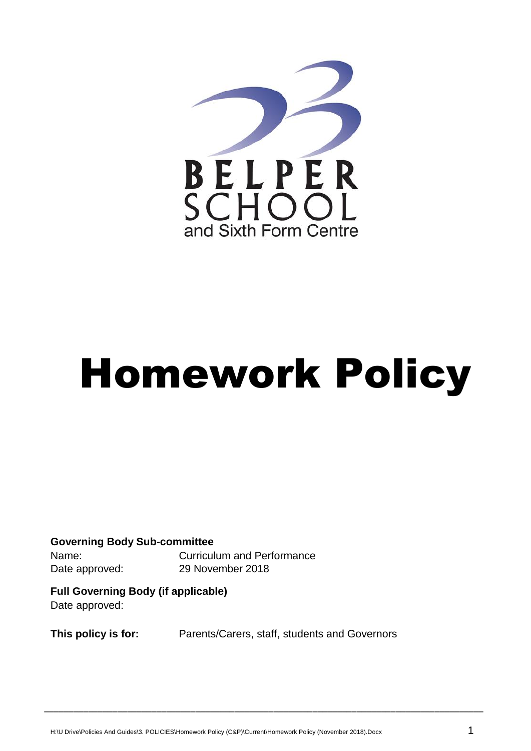BELPER SCHOOL
and Sixth Form Centre

# Homework Policy

**Governing Body Sub-committee**

Name: Curriculum and Performance
Date approved: 29 November 2018

**Full Governing Body (if applicable)**

Date approved:

**This policy is for:** Parents/Carers, staff, students and Governors

H:\U Drive\Policies And Guides\3. POLICIES\Homework Policy (C&P)\Current\Homework Policy (November 2018).Docx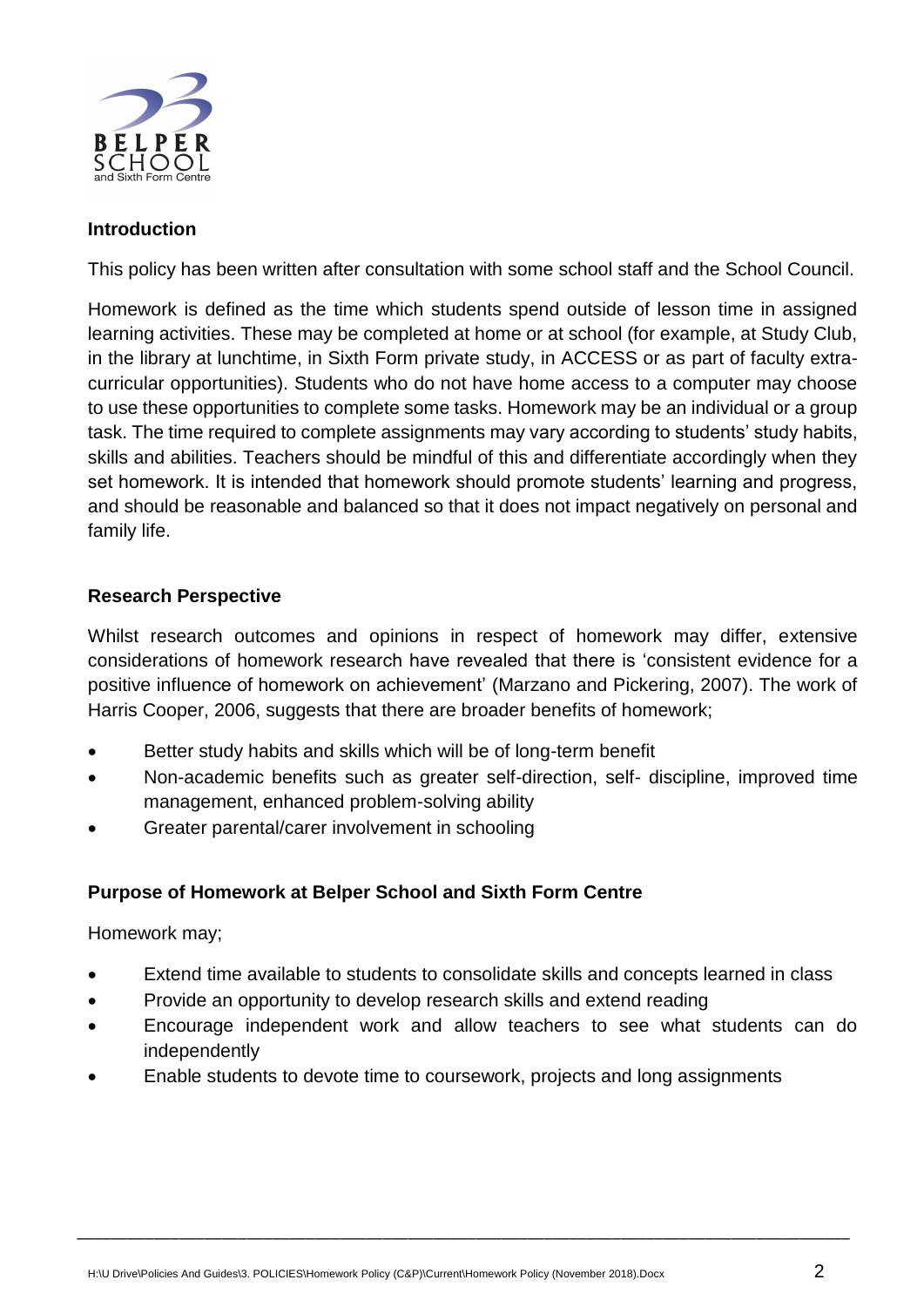## Introduction

This policy has been written after consultation with some school staff and the School Council.

Homework is defined as the time which students spend outside of lesson time in assigned learning activities. These may be completed at home or at school (for example, at Study Club, in the library at lunchtime, in Sixth Form private study, in ACCESS or as part of faculty extra-curricular opportunities). Students who do not have home access to a computer may choose to use these opportunities to complete some tasks. Homework may be an individual or a group task. The time required to complete assignments may vary according to students' study habits, skills and abilities. Teachers should be mindful of this and differentiate accordingly when they set homework. It is intended that homework should promote students' learning and progress, and should be reasonable and balanced so that it does not impact negatively on personal and family life.

## Research Perspective

Whilst research outcomes and opinions in respect of homework may differ, extensive considerations of homework research have revealed that there is 'consistent evidence for a positive influence of homework on achievement' (Marzano and Pickering, 2007). The work of Harris Cooper, 2006, suggests that there are broader benefits of homework;

- Better study habits and skills which will be of long-term benefit
- Non-academic benefits such as greater self-direction, self- discipline, improved time management, enhanced problem-solving ability
- Greater parental/carer involvement in schooling

## Purpose of Homework at Belper School and Sixth Form Centre

Homework may;

- Extend time available to students to consolidate skills and concepts learned in class
- Provide an opportunity to develop research skills and extend reading
- Encourage independent work and allow teachers to see what students can do independently
- Enable students to devote time to coursework, projects and long assignments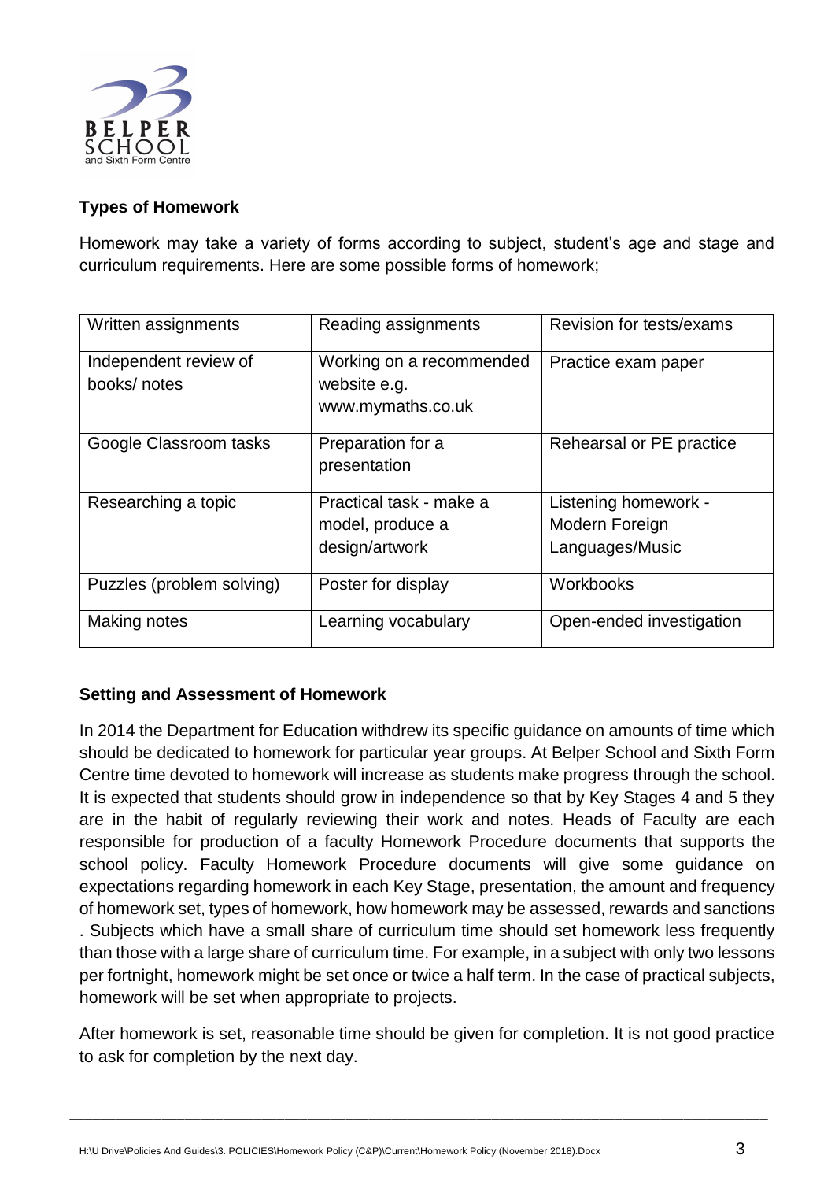## Types of Homework

Homework may take a variety of forms according to subject, student's age and stage and curriculum requirements. Here are some possible forms of homework;

| Written assignments | Reading assignments | Revision for tests/exams |
|---|---|---|
| Independent review of books/ notes | Working on a recommended website e.g. www.mymaths.co.uk | Practice exam paper |
| Google Classroom tasks | Preparation for a presentation | Rehearsal or PE practice |
| Researching a topic | Practical task - make a model, produce a design/artwork | Listening homework - Modern Foreign Languages/Music |
| Puzzles (problem solving) | Poster for display | Workbooks |
| Making notes | Learning vocabulary | Open-ended investigation |

## Setting and Assessment of Homework

In 2014 the Department for Education withdrew its specific guidance on amounts of time which should be dedicated to homework for particular year groups. At Belper School and Sixth Form Centre time devoted to homework will increase as students make progress through the school. It is expected that students should grow in independence so that by Key Stages 4 and 5 they are in the habit of regularly reviewing their work and notes. Heads of Faculty are each responsible for production of a faculty Homework Procedure documents that supports the school policy. Faculty Homework Procedure documents will give some guidance on expectations regarding homework in each Key Stage, presentation, the amount and frequency of homework set, types of homework, how homework may be assessed, rewards and sanctions . Subjects which have a small share of curriculum time should set homework less frequently than those with a large share of curriculum time. For example, in a subject with only two lessons per fortnight, homework might be set once or twice a half term. In the case of practical subjects, homework will be set when appropriate to projects.

After homework is set, reasonable time should be given for completion. It is not good practice to ask for completion by the next day.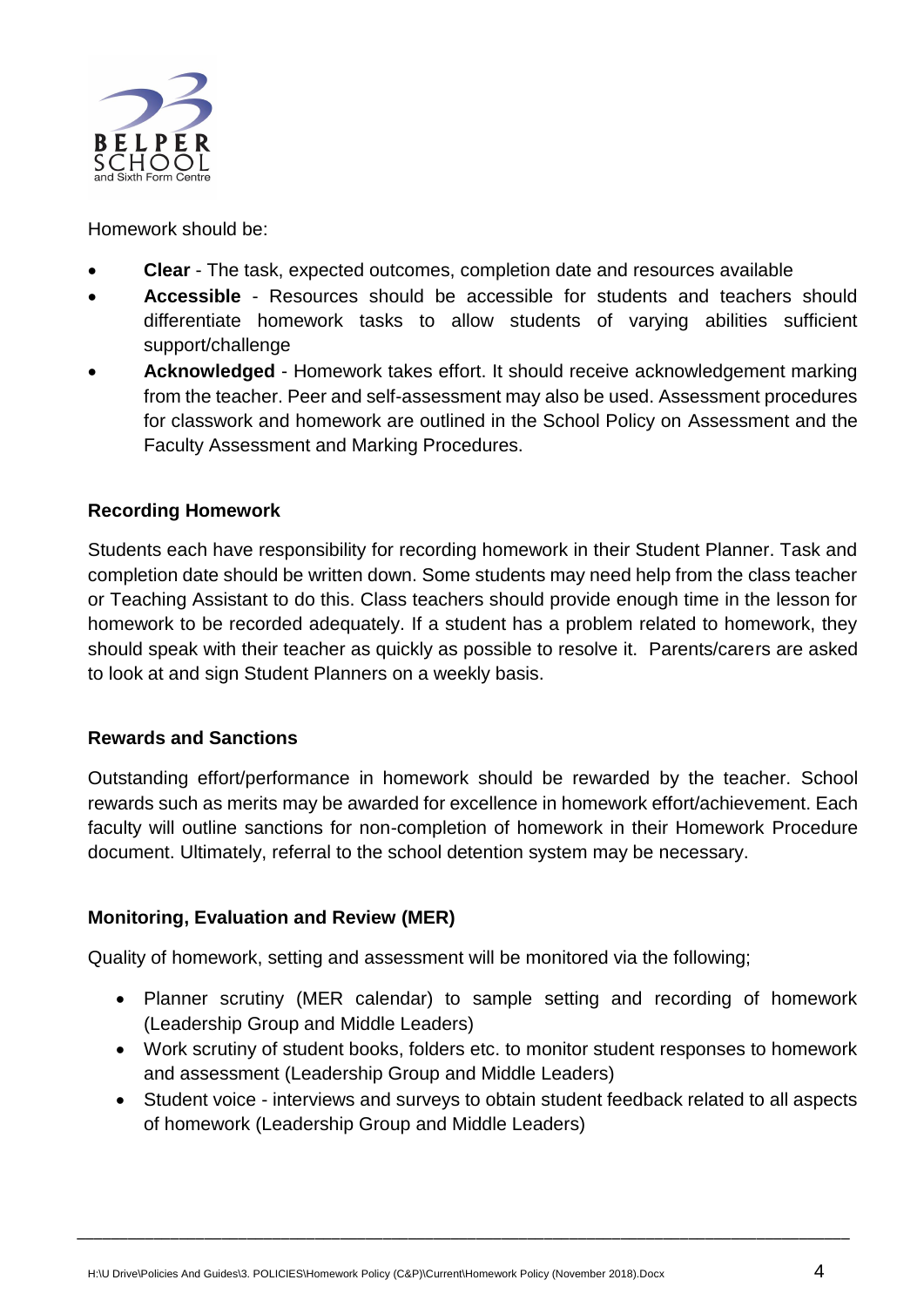Homework should be:

- **Clear** - The task, expected outcomes, completion date and resources available
- **Accessible** - Resources should be accessible for students and teachers should differentiate homework tasks to allow students of varying abilities sufficient support/challenge
- **Acknowledged** - Homework takes effort. It should receive acknowledgement marking from the teacher. Peer and self-assessment may also be used. Assessment procedures for classwork and homework are outlined in the School Policy on Assessment and the Faculty Assessment and Marking Procedures.

**Recording Homework**

Students each have responsibility for recording homework in their Student Planner. Task and completion date should be written down. Some students may need help from the class teacher or Teaching Assistant to do this. Class teachers should provide enough time in the lesson for homework to be recorded adequately. If a student has a problem related to homework, they should speak with their teacher as quickly as possible to resolve it. Parents/carers are asked to look at and sign Student Planners on a weekly basis.

**Rewards and Sanctions**

Outstanding effort/performance in homework should be rewarded by the teacher. School rewards such as merits may be awarded for excellence in homework effort/achievement. Each faculty will outline sanctions for non-completion of homework in their Homework Procedure document. Ultimately, referral to the school detention system may be necessary.

**Monitoring, Evaluation and Review (MER)**

Quality of homework, setting and assessment will be monitored via the following;

- Planner scrutiny (MER calendar) to sample setting and recording of homework (Leadership Group and Middle Leaders)
- Work scrutiny of student books, folders etc. to monitor student responses to homework and assessment (Leadership Group and Middle Leaders)
- Student voice - interviews and surveys to obtain student feedback related to all aspects of homework (Leadership Group and Middle Leaders)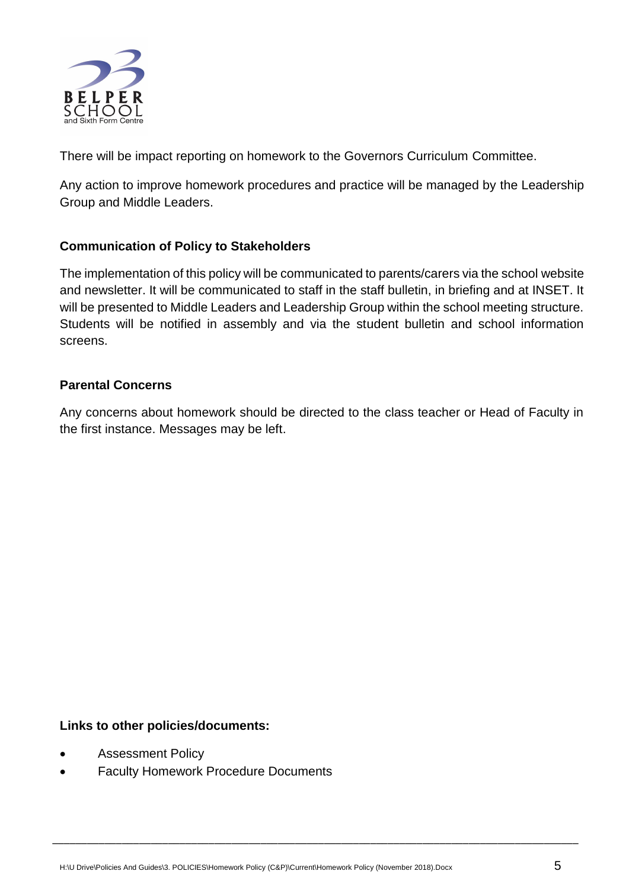There will be impact reporting on homework to the Governors Curriculum Committee.

Any action to improve homework procedures and practice will be managed by the Leadership Group and Middle Leaders.

**Communication of Policy to Stakeholders**

The implementation of this policy will be communicated to parents/carers via the school website and newsletter. It will be communicated to staff in the staff bulletin, in briefing and at INSET. It will be presented to Middle Leaders and Leadership Group within the school meeting structure. Students will be notified in assembly and via the student bulletin and school information screens.

**Parental Concerns**

Any concerns about homework should be directed to the class teacher or Head of Faculty in the first instance. Messages may be left.

**Links to other policies/documents:**

- Assessment Policy
- Faculty Homework Procedure Documents